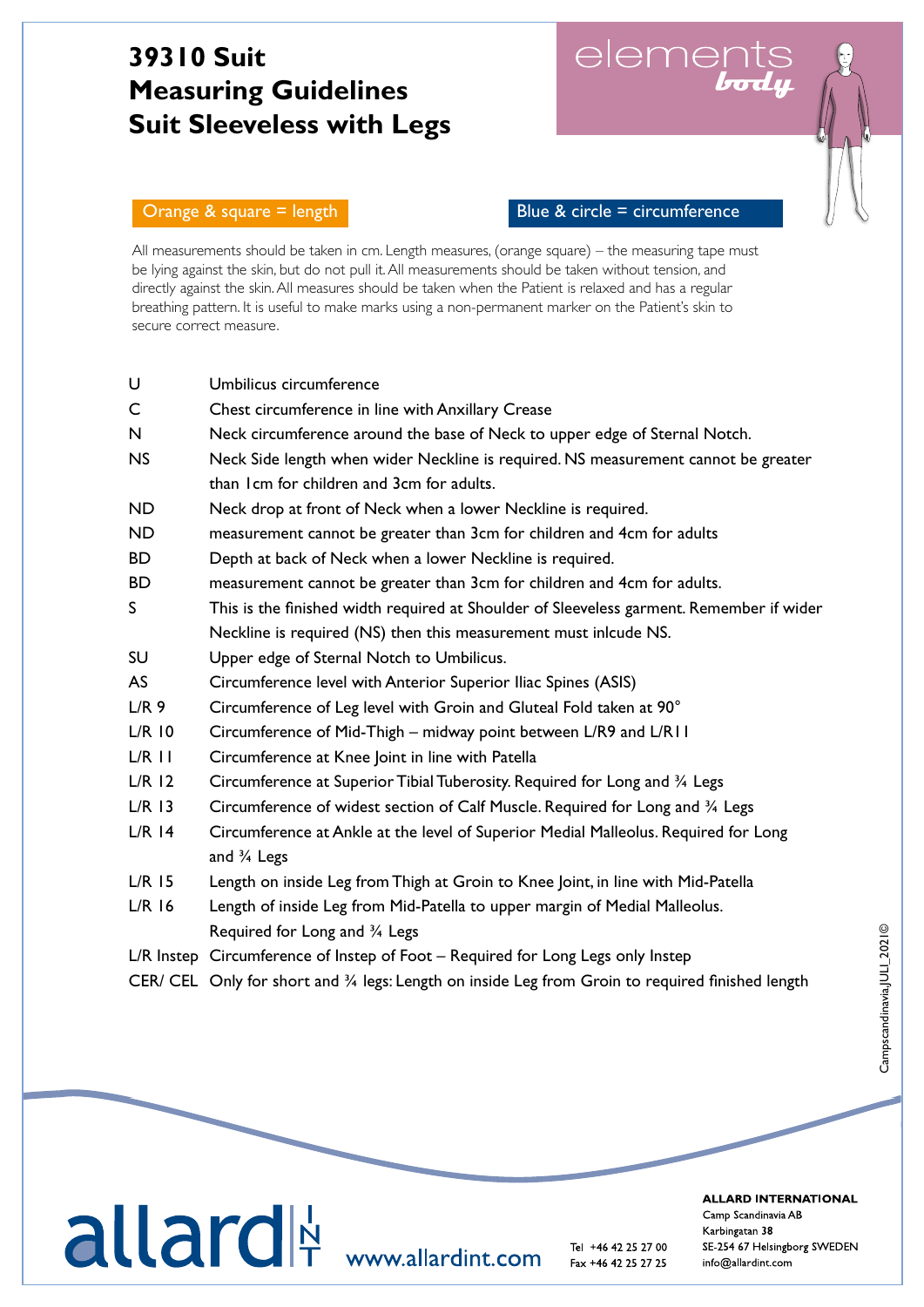# 39310 Suit Measuring Guidelines Suit Sleeveless with Legs

elements *body*

Orange & square = length

Blue & circle = circumference

All measurements should be taken in cm. Length measures, (orange square) – the measuring tape must be lying against the skin, but do not pull it. All measurements should be taken without tension, and directly against the skin. All measures should be taken when the Patient is relaxed and has a regular breathing pattern. It is useful to make marks using a non-permanent marker on the Patient's skin to secure correct measure.

| | |
|---|---|
| U | Umbilicus circumference |
| C | Chest circumference in line with Anxillary Crease |
| N | Neck circumference around the base of Neck to upper edge of Sternal Notch. |
| NS | Neck Side length when wider Neckline is required. NS measurement cannot be greater than 1cm for children and 3cm for adults. |
| ND | Neck drop at front of Neck when a lower Neckline is required. |
| ND | measurement cannot be greater than 3cm for children and 4cm for adults |
| BD | Depth at back of Neck when a lower Neckline is required. |
| BD | measurement cannot be greater than 3cm for children and 4cm for adults. |
| S | This is the finished width required at Shoulder of Sleeveless garment. Remember if wider Neckline is required (NS) then this measurement must inlcude NS. |
| SU | Upper edge of Sternal Notch to Umbilicus. |
| AS | Circumference level with Anterior Superior Iliac Spines (ASIS) |
| L/R 9 | Circumference of Leg level with Groin and Gluteal Fold taken at 90° |
| L/R 10 | Circumference of Mid-Thigh – midway point between L/R9 and L/R11 |
| L/R 11 | Circumference at Knee Joint in line with Patella |
| L/R 12 | Circumference at Superior Tibial Tuberosity. Required for Long and ¾ Legs |
| L/R 13 | Circumference of widest section of Calf Muscle. Required for Long and ¾ Legs |
| L/R 14 | Circumference at Ankle at the level of Superior Medial Malleolus. Required for Long and ¾ Legs |
| L/R 15 | Length on inside Leg from Thigh at Groin to Knee Joint, in line with Mid-Patella |
| L/R 16 | Length of inside Leg from Mid-Patella to upper margin of Medial Malleolus. Required for Long and ¾ Legs |
| L/R Instep | Circumference of Instep of Foot – Required for Long Legs only Instep |
| CER/ CEL | Only for short and ¾ legs: Length on inside Leg from Groin to required finished length |

Campscandinavia JULI_2021©

allard INT www.allardint.com

Tel +46 42 25 27 00
Fax +46 42 25 27 25

**ALLARD INTERNATIONAL**
Camp Scandinavia AB
Karbingatan 38
SE-254 67 Helsingborg SWEDEN
info@allardint.com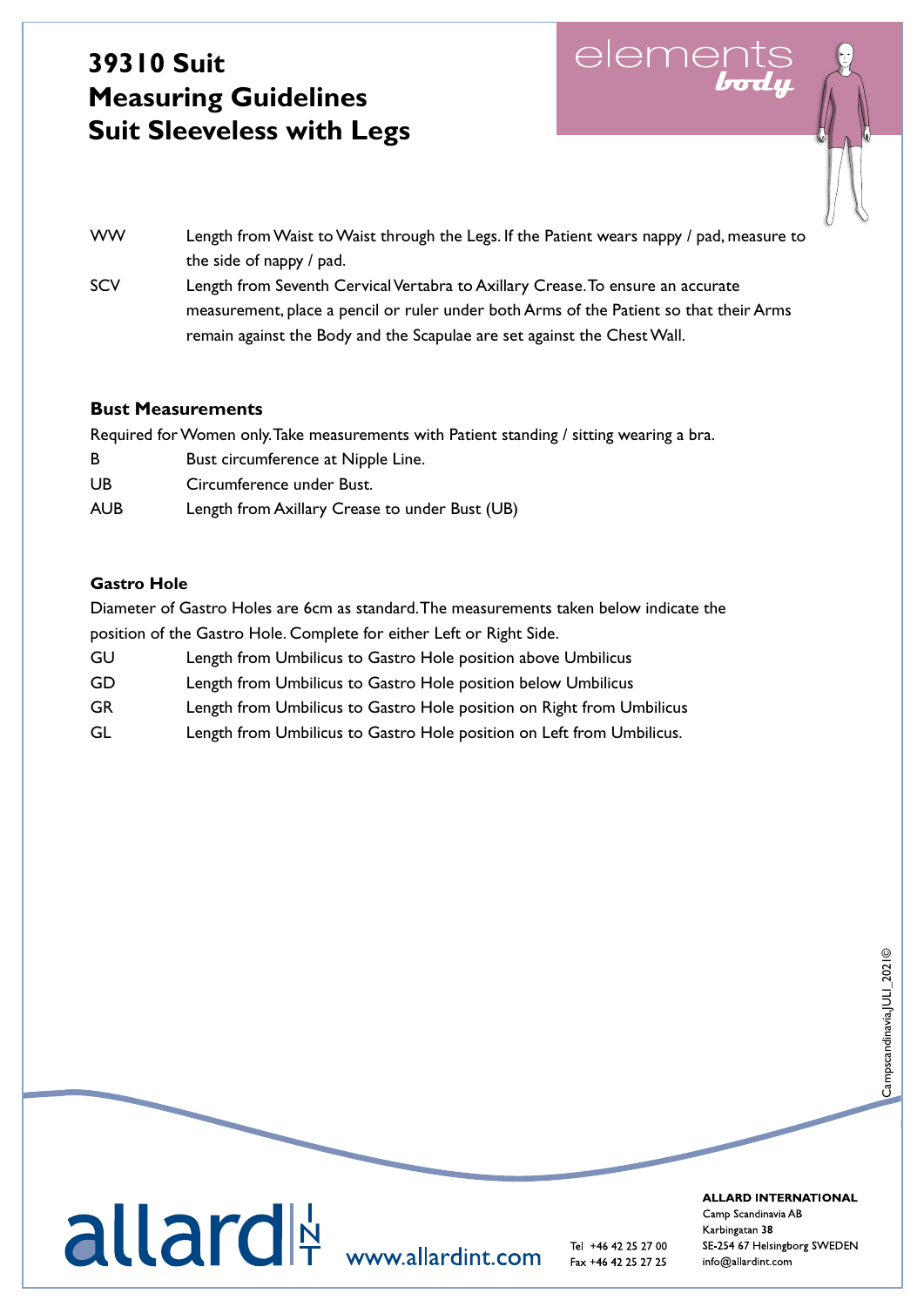# 39310 Suit
# Measuring Guidelines
# Suit Sleeveless with Legs

elements *body*

| | |
|---|---|
| WW | Length from Waist to Waist through the Legs. If the Patient wears nappy / pad, measure to the side of nappy / pad. |
| SCV | Length from Seventh Cervical Vartabra to Axillary Crease. To ensure an accurate measurement, place a pencil or ruler under both Arms of the Patient so that their Arms remain against the Body and the Scapulae are set against the Chest Wall. |

**Bust Measurements**

Required for Women only. Take measurements with Patient standing / sitting wearing a bra.

| | |
|---|---|
| B | Bust circumference at Nipple Line. |
| UB | Circumference under Bust. |
| AUB | Length from Axillary Crease to under Bust (UB) |

**Gastro Hole**

Diameter of Gastro Holes are 6cm as standard. The measurements taken below indicate the position of the Gastro Hole. Complete for either Left or Right Side.

| | |
|---|---|
| GU | Length from Umbilicus to Gastro Hole position above Umbilicus |
| GD | Length from Umbilicus to Gastro Hole position below Umbilicus |
| GR | Length from Umbilicus to Gastro Hole position on Right from Umbilicus |
| GL | Length from Umbilicus to Gastro Hole position on Left from Umbilicus. |

Campscandinavia JULI_2021©

allard INT www.allardint.com

Tel +46 42 25 27 00
Fax +46 42 25 27 25

**ALLARD INTERNATIONAL**
Camp Scandinavia AB
Karbingatan 38
SE-254 67 Helsingborg SWEDEN
info@allardint.com